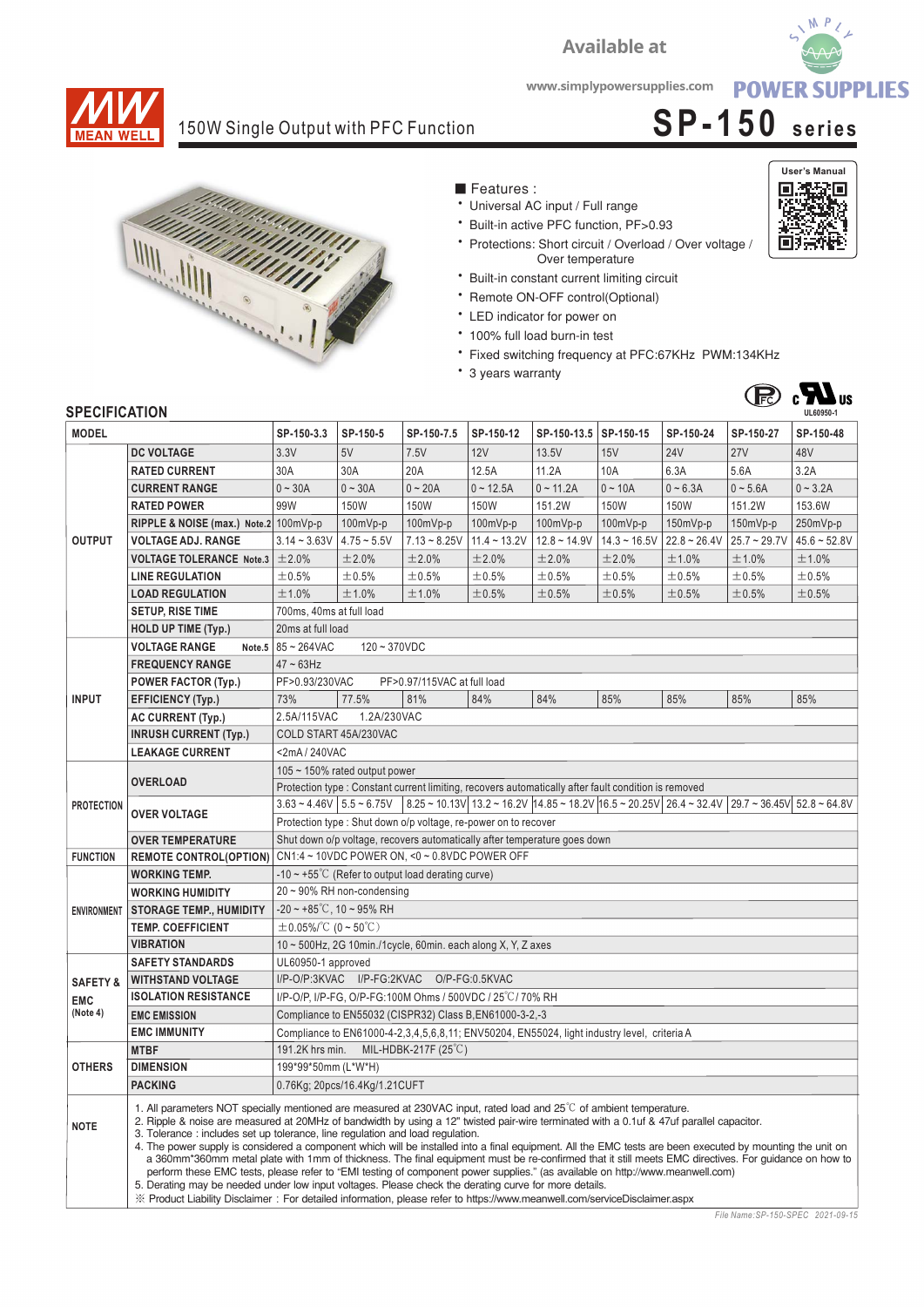Available at

www.simplypowersupplies.com POWER SUPPLIES

# 150W Single Output with PFC Function — SP-150 series

User's Manual

■ Features :

- Universal AC input / Full range
- Built-in active PFC function, PF>0.93
- Protections: Short circuit / Overload / Over voltage / Over temperature
- Built-in constant current limiting circuit
- Remote ON-OFF control(Optional)
- LED indicator for power on
- 100% full load burn-in test
- Fixed switching frequency at PFC:67KHz PWM:134KHz
- 3 years warranty

UL60950-1

## SPECIFICATION

| MODEL | | SP-150-3.3 | SP-150-5 | SP-150-7.5 | SP-150-12 | SP-150-13.5 | SP-150-15 | SP-150-24 | SP-150-27 | SP-150-48 |
|---|---|---|---|---|---|---|---|---|---|---|
| OUTPUT | DC VOLTAGE | 3.3V | 5V | 7.5V | 12V | 13.5V | 15V | 24V | 27V | 48V |
| | RATED CURRENT | 30A | 30A | 20A | 12.5A | 11.2A | 10A | 6.3A | 5.6A | 3.2A |
| | CURRENT RANGE | 0 ~ 30A | 0 ~ 30A | 0 ~ 20A | 0 ~ 12.5A | 0 ~ 11.2A | 0 ~ 10A | 0 ~ 6.3A | 0 ~ 5.6A | 0 ~ 3.2A |
| | RATED POWER | 99W | 150W | 150W | 150W | 151.2W | 150W | 150W | 151.2W | 153.6W |
| | RIPPLE & NOISE (max.) Note.2 | 100mVp-p | 100mVp-p | 100mVp-p | 100mVp-p | 100mVp-p | 100mVp-p | 150mVp-p | 150mVp-p | 250mVp-p |
| | VOLTAGE ADJ. RANGE | 3.14 ~ 3.63V | 4.75 ~ 5.5V | 7.13 ~ 8.25V | 11.4 ~ 13.2V | 12.8 ~ 14.9V | 14.3 ~ 16.5V | 22.8 ~ 26.4V | 25.7 ~ 29.7V | 45.6 ~ 52.8V |
| | VOLTAGE TOLERANCE Note.3 | ±2.0% | ±2.0% | ±2.0% | ±2.0% | ±2.0% | ±2.0% | ±1.0% | ±1.0% | ±1.0% |
| | LINE REGULATION | ±0.5% | ±0.5% | ±0.5% | ±0.5% | ±0.5% | ±0.5% | ±0.5% | ±0.5% | ±0.5% |
| | LOAD REGULATION | ±1.0% | ±1.0% | ±1.0% | ±0.5% | ±0.5% | ±0.5% | ±0.5% | ±0.5% | ±0.5% |
| | SETUP, RISE TIME | 700ms, 40ms at full load | | | | | | | | |
| | HOLD UP TIME (Typ.) | 20ms at full load | | | | | | | | |
| INPUT | VOLTAGE RANGE Note.5 | 85 ~ 264VAC 120 ~ 370VDC | | | | | | | | |
| | FREQUENCY RANGE | 47 ~ 63Hz | | | | | | | | |
| | POWER FACTOR (Typ.) | PF>0.93/230VAC PF>0.97/115VAC at full load | | | | | | | | |
| | EFFICIENCY (Typ.) | 73% | 77.5% | 81% | 84% | 84% | 85% | 85% | 85% | 85% |
| | AC CURRENT (Typ.) | 2.5A/115VAC 1.2A/230VAC | | | | | | | | |
| | INRUSH CURRENT (Typ.) | COLD START 45A/230VAC | | | | | | | | |
| | LEAKAGE CURRENT | <2mA / 240VAC | | | | | | | | |
| PROTECTION | OVERLOAD | 105 ~ 150% rated output power<br>Protection type : Constant current limiting, recovers automatically after fault condition is removed | | | | | | | | |
| | OVER VOLTAGE | 3.63 ~ 4.46V | 5.5 ~ 6.75V | 8.25 ~ 10.13V | 13.2 ~ 16.2V | 14.85 ~ 18.2V | 16.5 ~ 20.25V | 26.4 ~ 32.4V | 29.7 ~ 36.45V | 52.8 ~ 64.8V |
| | | Protection type : Shut down o/p voltage, re-power on to recover | | | | | | | | |
| | OVER TEMPERATURE | Shut down o/p voltage, recovers automatically after temperature goes down | | | | | | | | |
| FUNCTION | REMOTE CONTROL(OPTION) | CN1:4 ~ 10VDC POWER ON, <0 ~ 0.8VDC POWER OFF | | | | | | | | |
| ENVIRONMENT | WORKING TEMP. | -10 ~ +55℃ (Refer to output load derating curve) | | | | | | | | |
| | WORKING HUMIDITY | 20 ~ 90% RH non-condensing | | | | | | | | |
| | STORAGE TEMP., HUMIDITY | -20 ~ +85℃, 10 ~ 95% RH | | | | | | | | |
| | TEMP. COEFFICIENT | ±0.05%/℃ (0 ~ 50℃) | | | | | | | | |
| | VIBRATION | 10 ~ 500Hz, 2G 10min./1cycle, 60min. each along X, Y, Z axes | | | | | | | | |
| SAFETY & EMC (Note 4) | SAFETY STANDARDS | UL60950-1 approved | | | | | | | | |
| | WITHSTAND VOLTAGE | I/P-O/P:3KVAC I/P-FG:2KVAC O/P-FG:0.5KVAC | | | | | | | | |
| | ISOLATION RESISTANCE | I/P-O/P, I/P-FG, O/P-FG:100M Ohms / 500VDC / 25℃/ 70% RH | | | | | | | | |
| | EMC EMISSION | Compliance to EN55032 (CISPR32) Class B,EN61000-3-2,-3 | | | | | | | | |
| | EMC IMMUNITY | Compliance to EN61000-4-2,3,4,5,6,8,11; ENV50204, EN55024, light industry level, criteria A | | | | | | | | |
| OTHERS | MTBF | 191.2K hrs min. MIL-HDBK-217F (25℃) | | | | | | | | |
| | DIMENSION | 199*99*50mm (L*W*H) | | | | | | | | |
| | PACKING | 0.76Kg; 20pcs/16.4Kg/1.21CUFT | | | | | | | | |

**NOTE**

1. All parameters NOT specially mentioned are measured at 230VAC input, rated load and 25℃ of ambient temperature.
2. Ripple & noise are measured at 20MHz of bandwidth by using a 12" twisted pair-wire terminated with a 0.1uf & 47uf parallel capacitor.
3. Tolerance : includes set up tolerance, line regulation and load regulation.
4. The power supply is considered a component which will be installed into a final equipment. All the EMC tests are been executed by mounting the unit on a 360mm*360mm metal plate with 1mm of thickness. The final equipment must be re-confirmed that it still meets EMC directives. For guidance on how to perform these EMC tests, please refer to "EMI testing of component power supplies." (as available on http://www.meanwell.com)
5. Derating may be needed under low input voltages. Please check the derating curve for more details.

※ Product Liability Disclaimer : For detailed information, please refer to https://www.meanwell.com/serviceDisclaimer.aspx

File Name:SP-150-SPEC 2021-09-15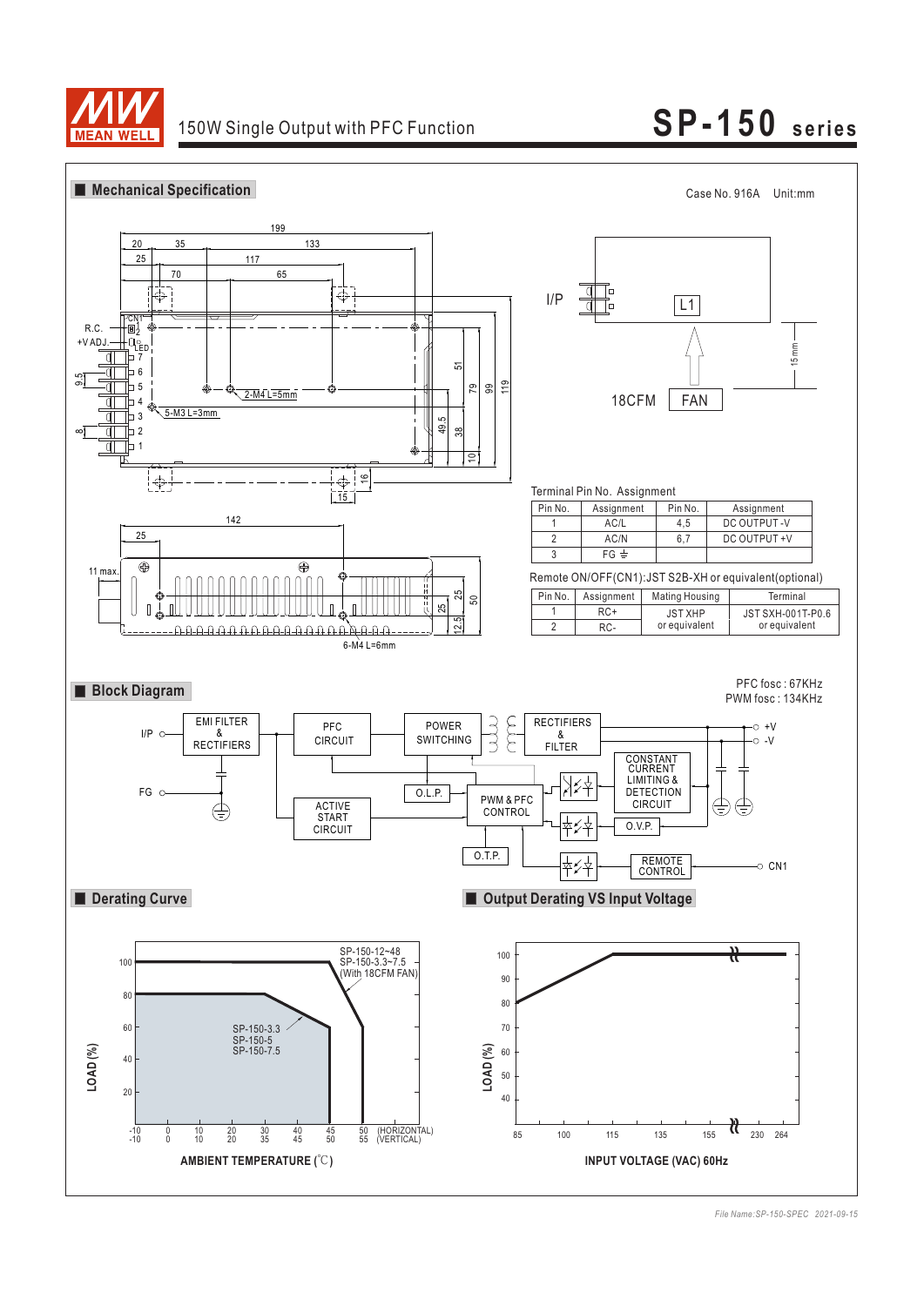# SP-150 series

150W Single Output with PFC Function

## Mechanical Specification

Case No. 916A Unit:mm

199
20 35 133
25 117
70 65
R.C.
+V ADJ.
CN1
LED
2-M4 L=5mm
5-M3 L=3mm
9.5
8
51 79 99 119
49.5 38 10
16
15
142
25
11 max.
25 50
12.5
6-M4 L=6mm

I/P
L1
18CFM
FAN
15 mm

Terminal Pin No. Assignment

| Pin No. | Assignment | Pin No. | Assignment |
|---|---|---|---|
| 1 | AC/L | 4,5 | DC OUTPUT -V |
| 2 | AC/N | 6,7 | DC OUTPUT +V |
| 3 | FG ⏚ | | |

Remote ON/OFF(CN1):JST S2B-XH or equivalent(optional)

| Pin No. | Assignment | Mating Housing | Terminal |
|---|---|---|---|
| 1 | RC+ | JST XHP or equivalent | JST SXH-001T-P0.6 or equivalent |
| 2 | RC- | | |

## Block Diagram

PFC fosc : 67KHz
PWM fosc : 134KHz

I/P
FG
EMI FILTER & RECTIFIERS
PFC CIRCUIT
POWER SWITCHING
RECTIFIERS & FILTER
+V
-V
O.L.P.
ACTIVE START CIRCUIT
PWM & PFC CONTROL
CONSTANT CURRENT LIMITING & DETECTION CIRCUIT
O.V.P.
O.T.P.
REMOTE CONTROL
CN1

## Derating Curve

SP-150-12~48
SP-150-3.3~7.5
(With 18CFM FAN)
SP-150-3.3
SP-150-5
SP-150-7.5
LOAD (%)
100
80
60
40
20
-10 0 10 20 30 40 45 50 (HORIZONTAL)
-10 0 10 20 35 45 50 55 (VERTICAL)
AMBIENT TEMPERATURE (℃)

## Output Derating VS Input Voltage

LOAD (%)
100
90
80
70
60
50
40
85 100 115 135 155 230 264
INPUT VOLTAGE (VAC) 60Hz

*File Name:SP-150-SPEC 2021-09-15*